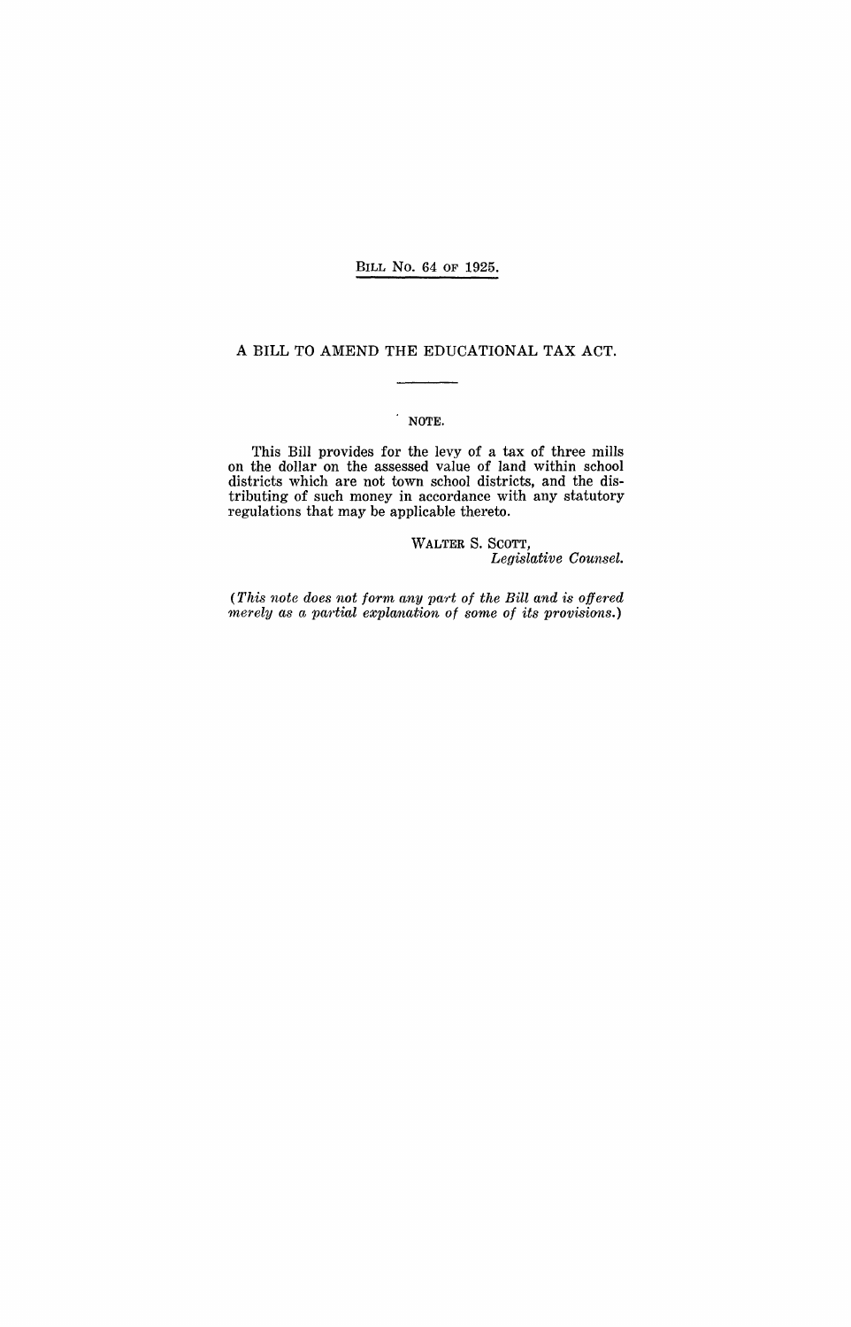BILL NO. 64 OF 1925.

# A BILL TO AMEND THE EDUCATIONAL TAX ACT.

NOTE.

This Bill provides for the levy of a tax of three mills on the dollar on the assessed value of land within school districts which are not town school districts, and the distributing of such money in accordance with any statutory regulations that may be applicable thereto.

WALTER S. SCOTT,
*Legislative Counsel.*

*(This note does not form any part of the Bill and is offered merely as a partial explanation of some of its provisions.)*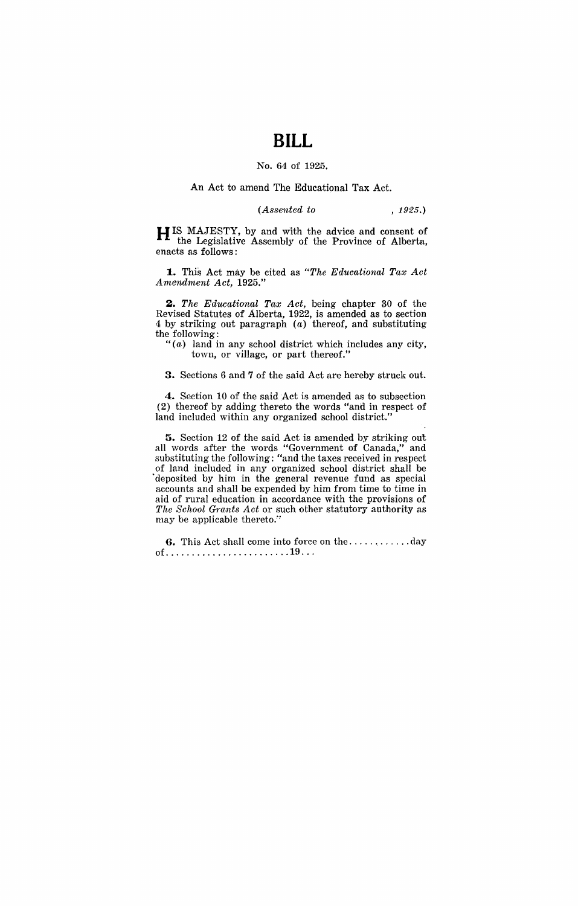# BILL

No. 64 of 1925.

An Act to amend The Educational Tax Act.

*(Assented to , 1925.)*

HIS MAJESTY, by and with the advice and consent of the Legislative Assembly of the Province of Alberta, enacts as follows:

**1.** This Act may be cited as "*The Educational Tax Act Amendment Act,* 1925."

**2.** *The Educational Tax Act*, being chapter 30 of the Revised Statutes of Alberta, 1922, is amended as to section 4 by striking out paragraph (*a*) thereof, and substituting the following:

"(*a*) land in any school district which includes any city, town, or village, or part thereof."

**3.** Sections 6 and 7 of the said Act are hereby struck out.

**4.** Section 10 of the said Act is amended as to subsection (2) thereof by adding thereto the words "and in respect of land included within any organized school district."

**5.** Section 12 of the said Act is amended by striking out all words after the words "Government of Canada," and substituting the following: "and the taxes received in respect of land included in any organized school district shall be deposited by him in the general revenue fund as special accounts and shall be expended by him from time to time in aid of rural education in accordance with the provisions of *The School Grants Act* or such other statutory authority as may be applicable thereto."

**6.** This Act shall come into force on the............day of........................19...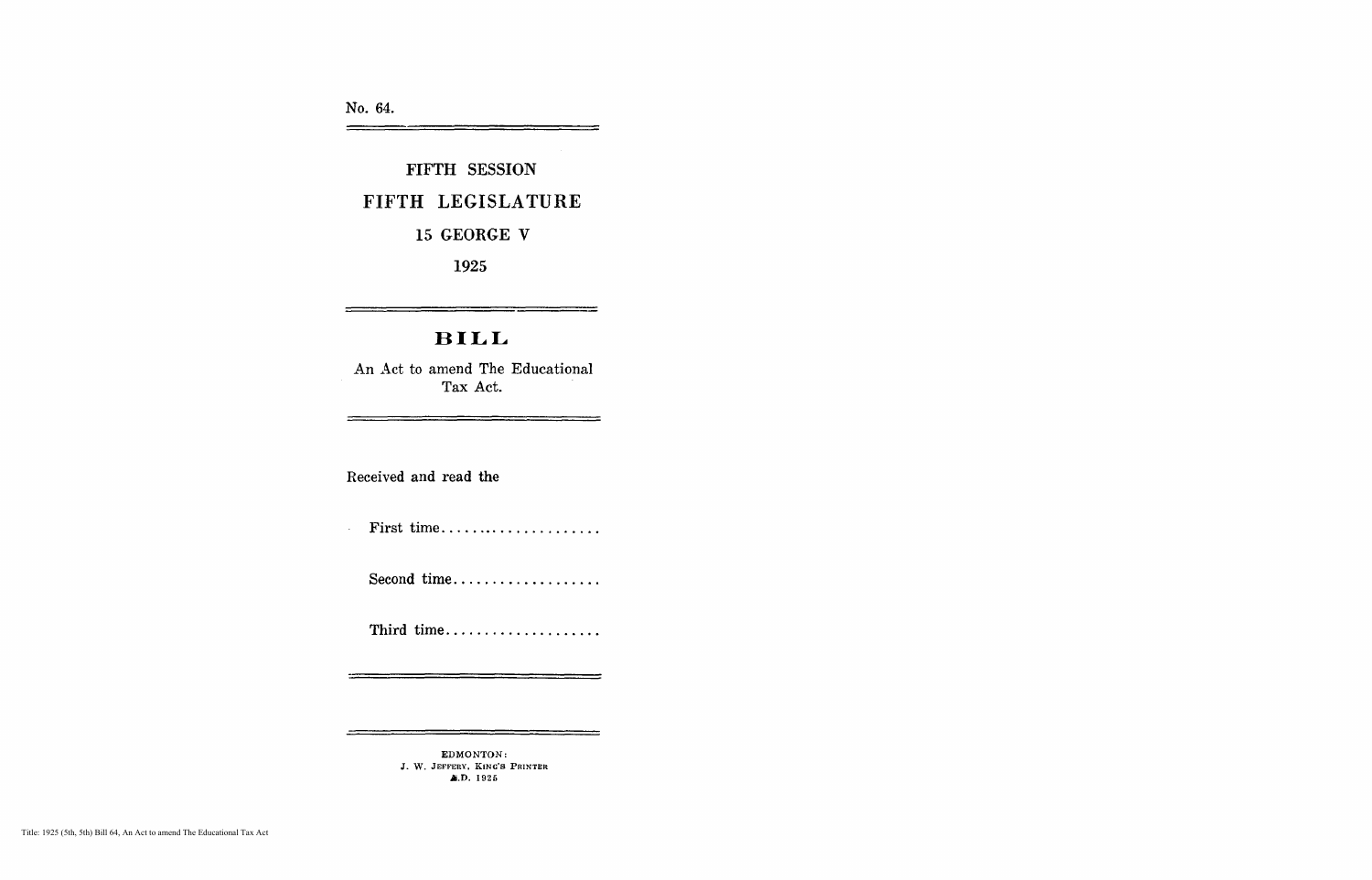No. 64.

FIFTH SESSION

FIFTH LEGISLATURE

15 GEORGE V

1925

# BILL

An Act to amend The Educational Tax Act.

Received and read the

First time....................

Second time...................

Third time....................

EDMONTON:
J. W. JEFFERY, KING'S PRINTER
A.D. 1925

Title: 1925 (5th, 5th) Bill 64, An Act to amend The Educational Tax Act